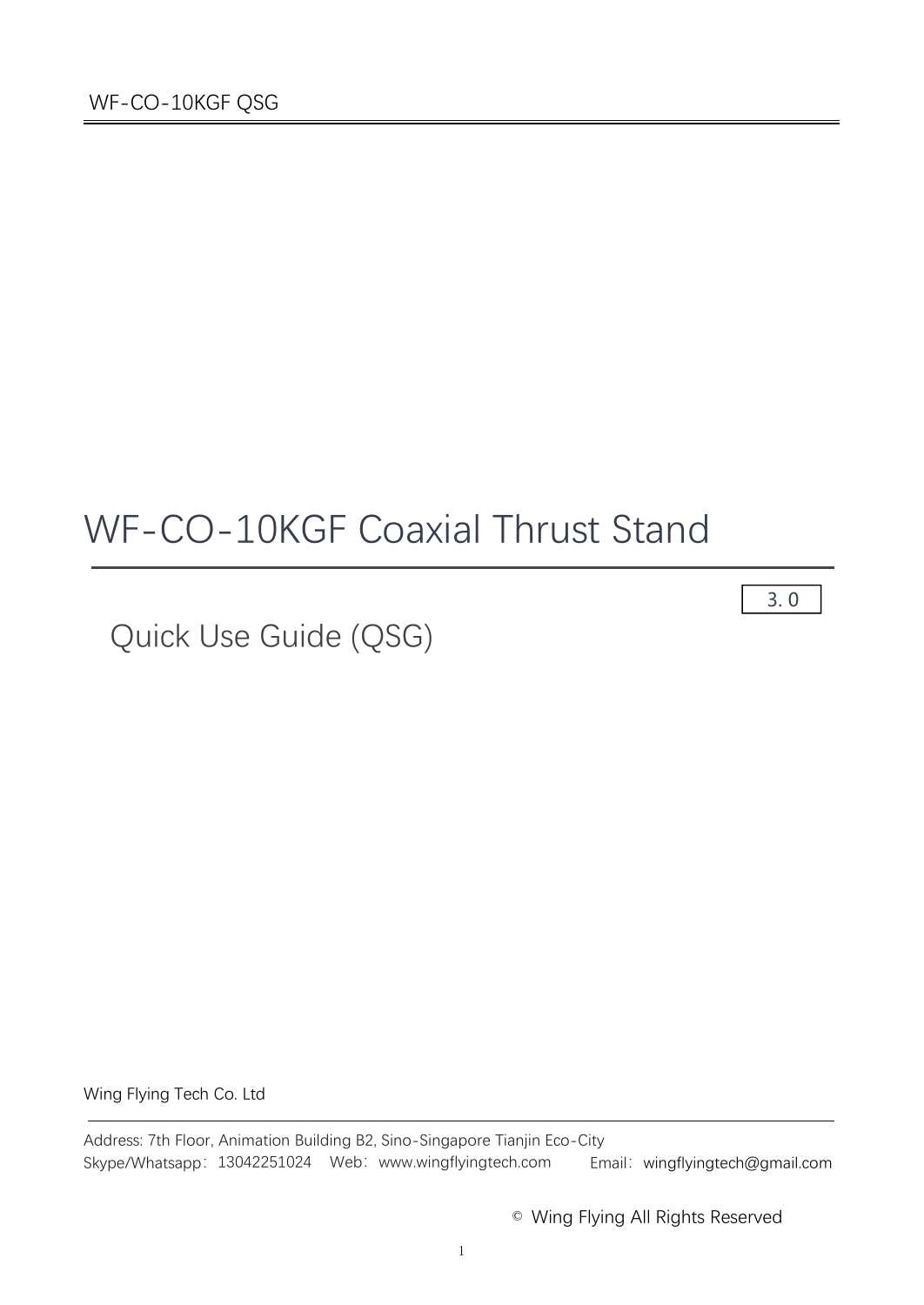# WF-CO-10KGF Coaxial Thrust Stand

3.0

## Quick Use Guide (QSG)

Wing Flying Tech Co. Ltd

Address: 7th Floor, Animation Building B2, Sino-Singapore Tianjin Eco-City
Skype/Whatsapp：13042251024 Web：www.wingflyingtech.com Email：wingflyingtech@gmail.com

© Wing Flying All Rights Reserved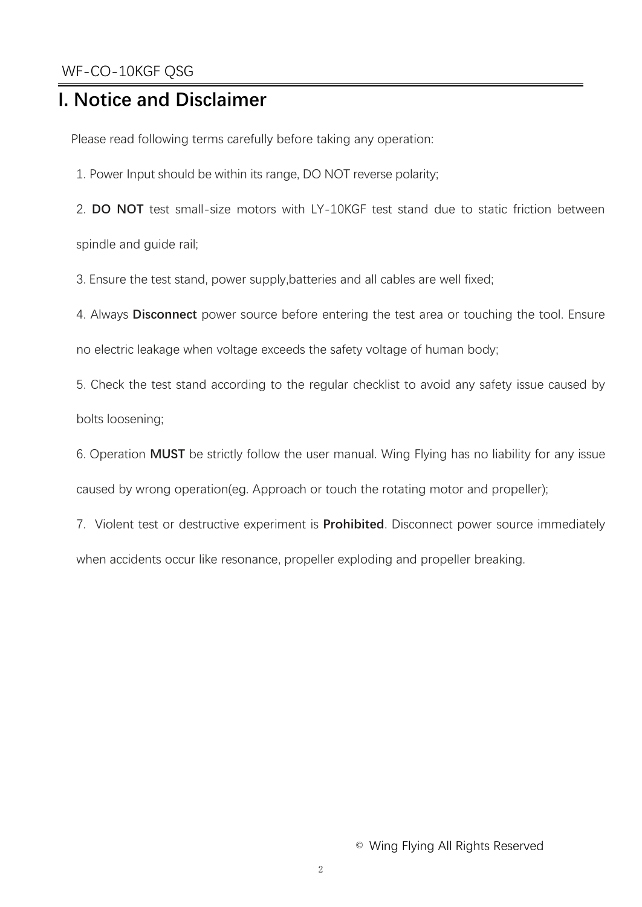# I. Notice and Disclaimer

Please read following terms carefully before taking any operation:

1. Power Input should be within its range, DO NOT reverse polarity;
2. **DO NOT** test small-size motors with LY-10KGF test stand due to static friction between spindle and guide rail;
3. Ensure the test stand, power supply,batteries and all cables are well fixed;
4. Always **Disconnect** power source before entering the test area or touching the tool. Ensure no electric leakage when voltage exceeds the safety voltage of human body;
5. Check the test stand according to the regular checklist to avoid any safety issue caused by bolts loosening;
6. Operation **MUST** be strictly follow the user manual. Wing Flying has no liability for any issue caused by wrong operation(eg. Approach or touch the rotating motor and propeller);
7. Violent test or destructive experiment is **Prohibited**. Disconnect power source immediately when accidents occur like resonance, propeller exploding and propeller breaking.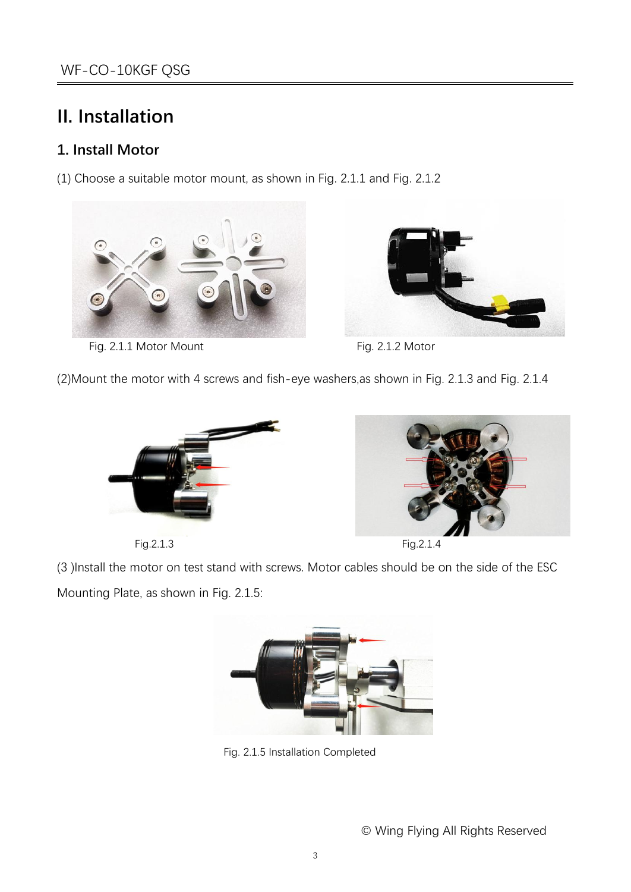# II. Installation

## 1. Install Motor

(1) Choose a suitable motor mount, as shown in Fig. 2.1.1 and Fig. 2.1.2

Fig. 2.1.1 Motor Mount

Fig. 2.1.2 Motor

(2)Mount the motor with 4 screws and fish-eye washers,as shown in Fig. 2.1.3 and Fig. 2.1.4

Fig.2.1.3

Fig.2.1.4

(3 )Install the motor on test stand with screws. Motor cables should be on the side of the ESC Mounting Plate, as shown in Fig. 2.1.5:

Fig. 2.1.5 Installation Completed

© Wing Flying All Rights Reserved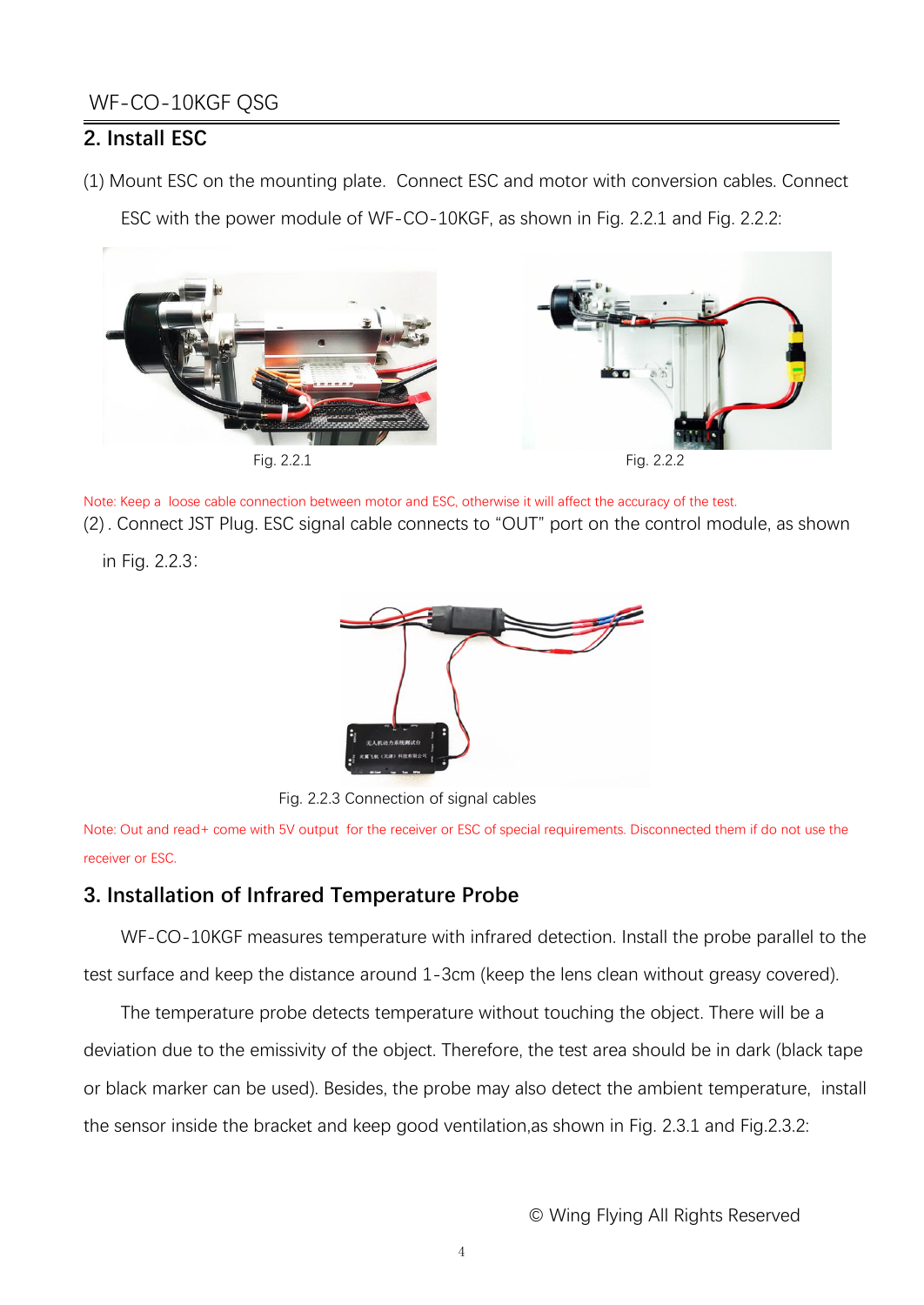## 2. Install ESC

(1) Mount ESC on the mounting plate. Connect ESC and motor with conversion cables. Connect ESC with the power module of WF-CO-10KGF, as shown in Fig. 2.2.1 and Fig. 2.2.2:

Fig. 2.2.1

Fig. 2.2.2

Note: Keep a loose cable connection between motor and ESC, otherwise it will affect the accuracy of the test.

(2). Connect JST Plug. ESC signal cable connects to "OUT" port on the control module, as shown in Fig. 2.2.3:

Fig. 2.2.3 Connection of signal cables

Note: Out and read+ come with 5V output for the receiver or ESC of special requirements. Disconnected them if do not use the receiver or ESC.

## 3. Installation of Infrared Temperature Probe

WF-CO-10KGF measures temperature with infrared detection. Install the probe parallel to the test surface and keep the distance around 1-3cm (keep the lens clean without greasy covered).

The temperature probe detects temperature without touching the object. There will be a deviation due to the emissivity of the object. Therefore, the test area should be in dark (black tape or black marker can be used). Besides, the probe may also detect the ambient temperature, install the sensor inside the bracket and keep good ventilation,as shown in Fig. 2.3.1 and Fig.2.3.2:

© Wing Flying All Rights Reserved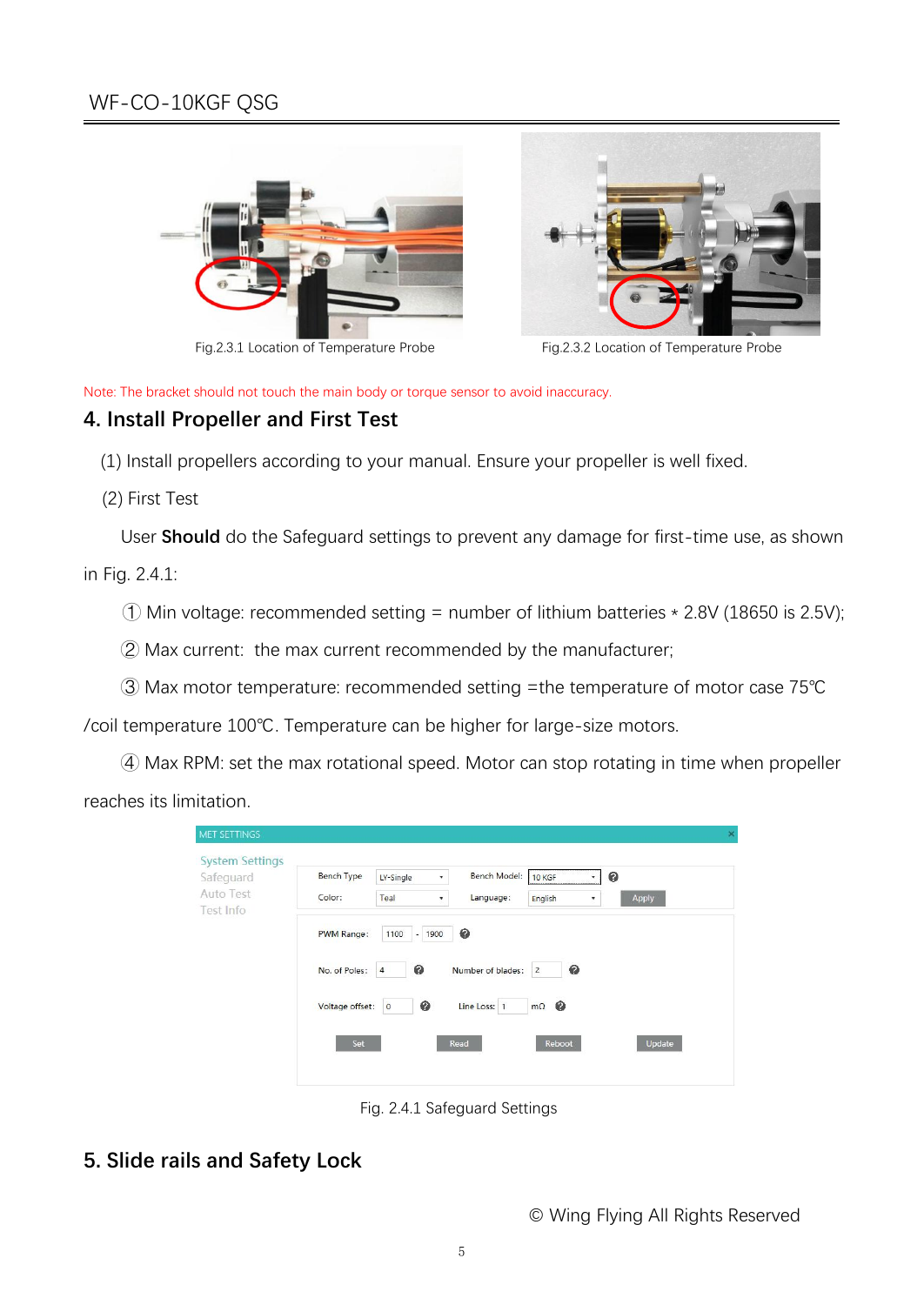Fig.2.3.1 Location of Temperature Probe

Fig.2.3.2 Location of Temperature Probe

Note: The bracket should not touch the main body or torque sensor to avoid inaccuracy.

## 4. Install Propeller and First Test

(1) Install propellers according to your manual. Ensure your propeller is well fixed.

(2) First Test

User **Should** do the Safeguard settings to prevent any damage for first-time use, as shown in Fig. 2.4.1:

① Min voltage: recommended setting = number of lithium batteries * 2.8V (18650 is 2.5V);

② Max current: the max current recommended by the manufacturer;

③ Max motor temperature: recommended setting =the temperature of motor case 75℃ /coil temperature 100℃. Temperature can be higher for large-size motors.

④ Max RPM: set the max rotational speed. Motor can stop rotating in time when propeller reaches its limitation.

Fig. 2.4.1 Safeguard Settings

## 5. Slide rails and Safety Lock

© Wing Flying All Rights Reserved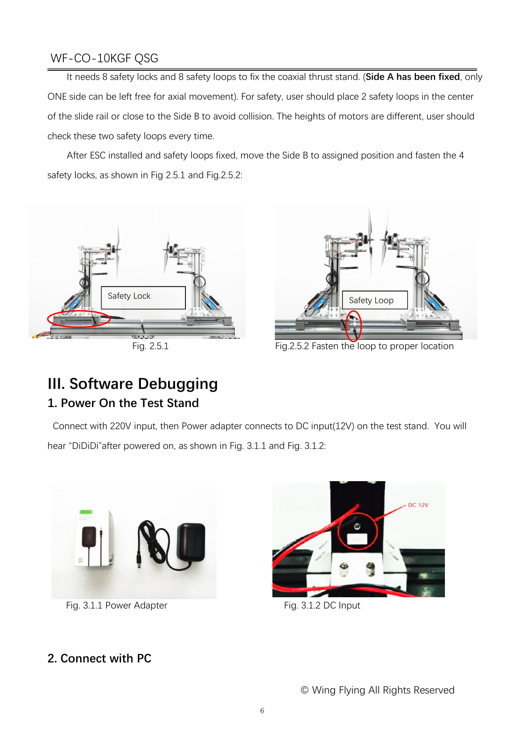It needs 8 safety locks and 8 safety loops to fix the coaxial thrust stand. (**Side A has been fixed**, only ONE side can be left free for axial movement). For safety, user should place 2 safety loops in the center of the slide rail or close to the Side B to avoid collision. The heights of motors are different, user should check these two safety loops every time.

After ESC installed and safety loops fixed, move the Side B to assigned position and fasten the 4 safety locks, as shown in Fig 2.5.1 and Fig.2.5.2:

Fig. 2.5.1

Fig.2.5.2 Fasten the loop to proper location

# III. Software Debugging

## 1. Power On the Test Stand

Connect with 220V input, then Power adapter connects to DC input(12V) on the test stand. You will hear “DiDiDi”after powered on, as shown in Fig. 3.1.1 and Fig. 3.1.2:

Fig. 3.1.1 Power Adapter

Fig. 3.1.2 DC Input

## 2. Connect with PC

© Wing Flying All Rights Reserved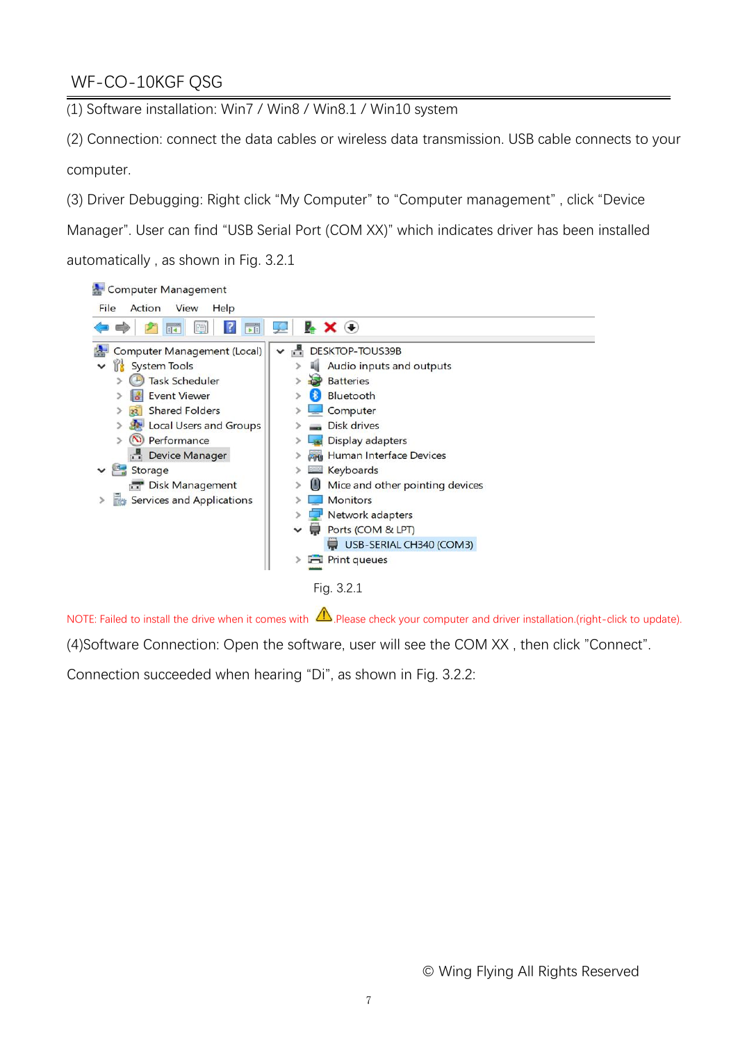# WF-CO-10KGF QSG

(1) Software installation: Win7 / Win8 / Win8.1 / Win10 system

(2) Connection: connect the data cables or wireless data transmission. USB cable connects to your computer.

(3) Driver Debugging: Right click "My Computer" to "Computer management" , click "Device Manager". User can find "USB Serial Port (COM XX)" which indicates driver has been installed automatically , as shown in Fig. 3.2.1

Fig. 3.2.1

NOTE: Failed to install the drive when it comes with ⚠.Please check your computer and driver installation.(right-click to update).

(4)Software Connection: Open the software, user will see the COM XX , then click "Connect". Connection succeeded when hearing "Di", as shown in Fig. 3.2.2:

© Wing Flying All Rights Reserved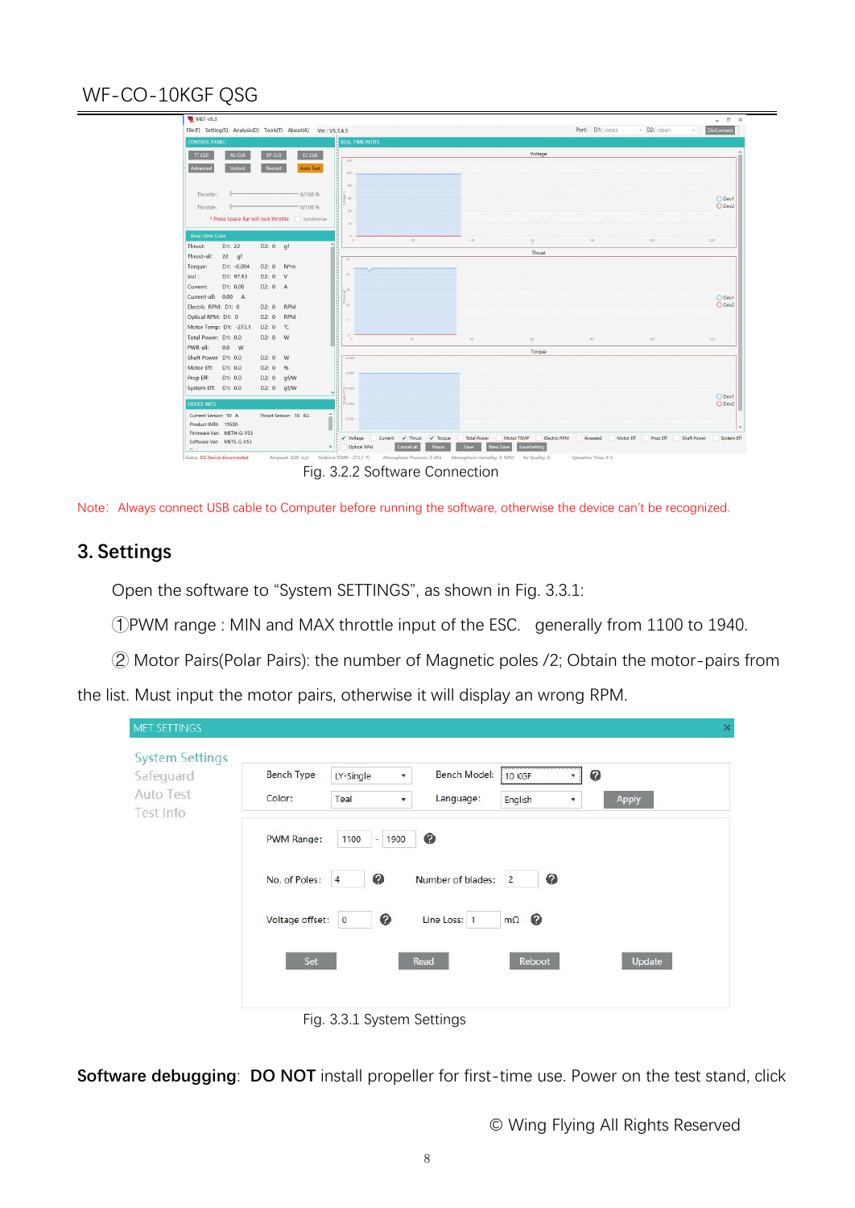Fig. 3.2.2 Software Connection

Note: Always connect USB cable to Computer before running the software, otherwise the device can't be recognized.

## 3. Settings

Open the software to "System SETTINGS", as shown in Fig. 3.3.1:

①PWM range : MIN and MAX throttle input of the ESC. generally from 1100 to 1940.

② Motor Pairs(Polar Pairs): the number of Magnetic poles /2; Obtain the motor-pairs from the list. Must input the motor pairs, otherwise it will display an wrong RPM.

Fig. 3.3.1 System Settings

**Software debugging**: **DO NOT** install propeller for first-time use. Power on the test stand, click

© Wing Flying All Rights Reserved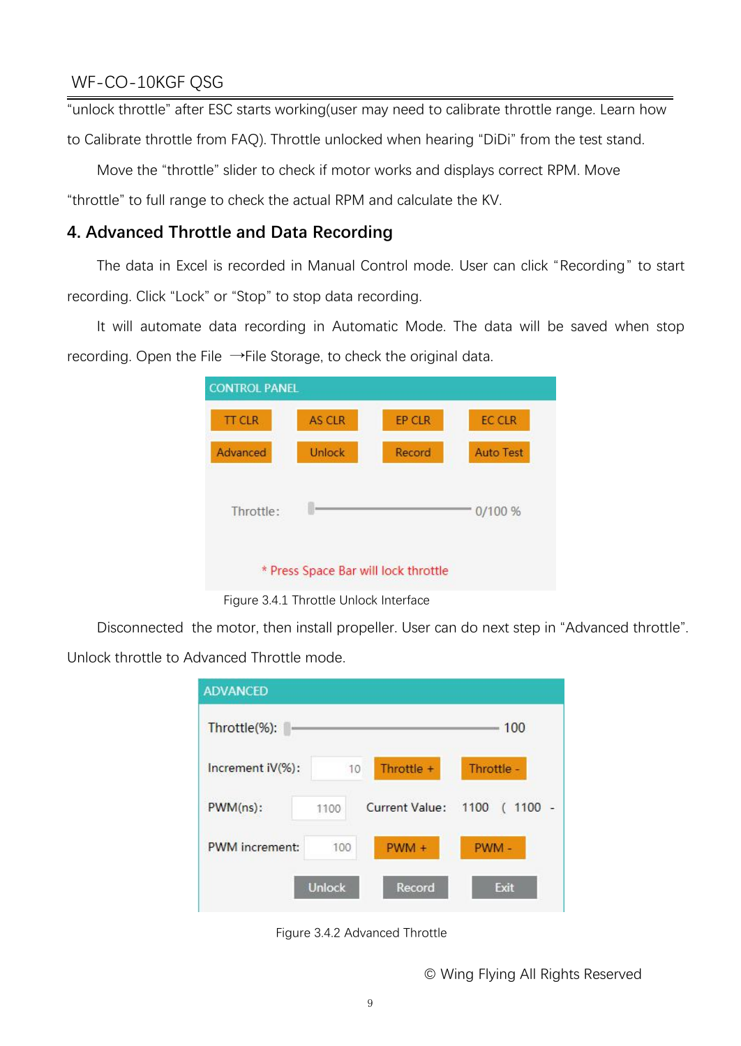"unlock throttle" after ESC starts working(user may need to calibrate throttle range. Learn how to Calibrate throttle from FAQ). Throttle unlocked when hearing "DiDi" from the test stand.

Move the "throttle" slider to check if motor works and displays correct RPM. Move "throttle" to full range to check the actual RPM and calculate the KV.

## 4. Advanced Throttle and Data Recording

The data in Excel is recorded in Manual Control mode. User can click "Recording" to start recording. Click "Lock" or "Stop" to stop data recording.

It will automate data recording in Automatic Mode. The data will be saved when stop recording. Open the File →File Storage, to check the original data.

Figure 3.4.1 Throttle Unlock Interface

Disconnected the motor, then install propeller. User can do next step in "Advanced throttle". Unlock throttle to Advanced Throttle mode.

Figure 3.4.2 Advanced Throttle

© Wing Flying All Rights Reserved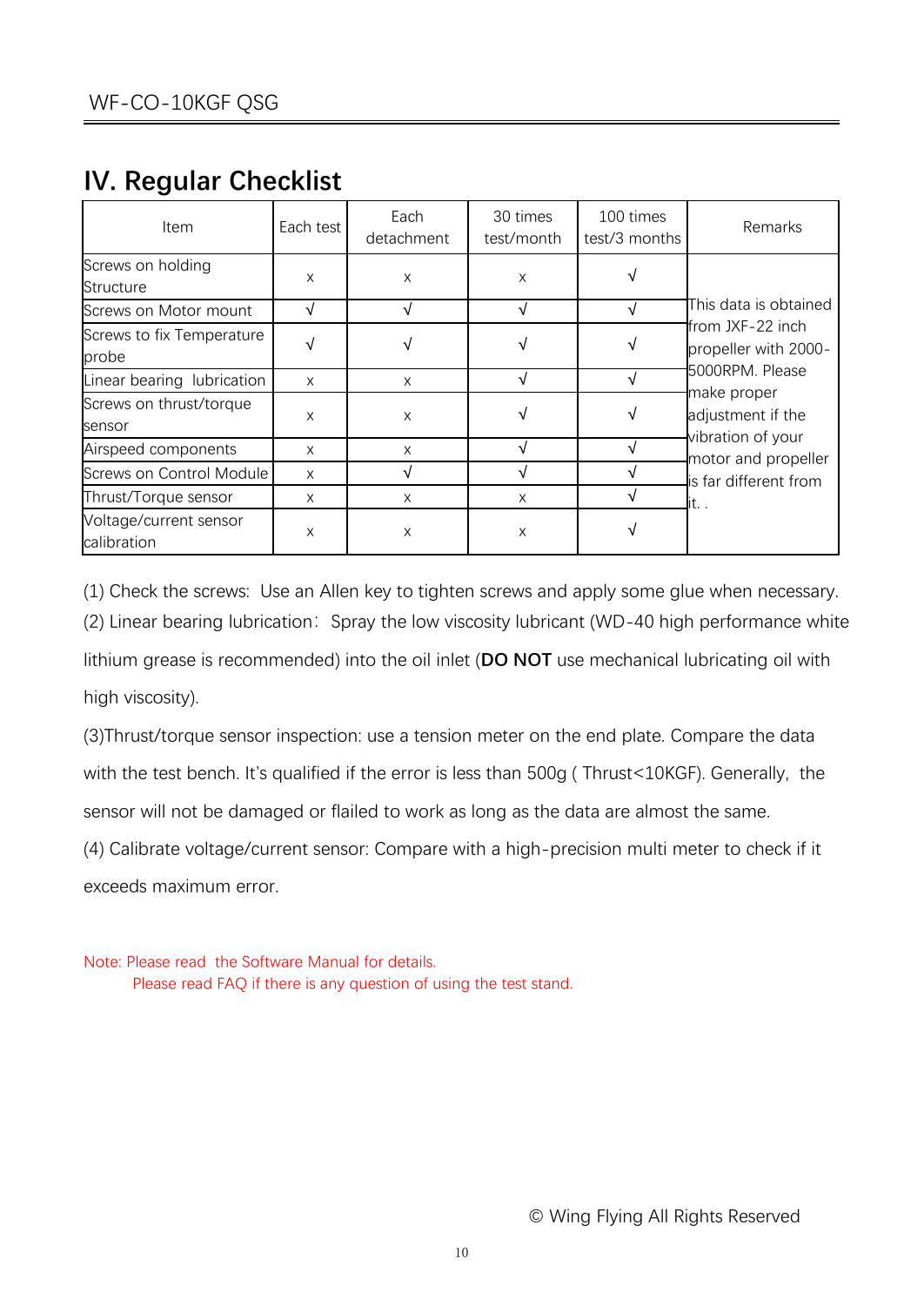# IV. Regular Checklist

| Item | Each test | Each detachment | 30 times test/month | 100 times test/3 months | Remarks |
|---|---|---|---|---|---|
| Screws on holding Structure | x | x | x | √ | This data is obtained from JXF-22 inch propeller with 2000-5000RPM. Please make proper adjustment if the vibration of your motor and propeller is far different from it. . |
| Screws on Motor mount | √ | √ | √ | √ | |
| Screws to fix Temperature probe | √ | √ | √ | √ | |
| Linear bearing lubrication | x | x | √ | √ | |
| Screws on thrust/torque sensor | x | x | √ | √ | |
| Airspeed components | x | x | √ | √ | |
| Screws on Control Module | x | √ | √ | √ | |
| Thrust/Torque sensor | x | x | x | √ | |
| Voltage/current sensor calibration | x | x | x | √ | |

(1) Check the screws: Use an Allen key to tighten screws and apply some glue when necessary.

(2) Linear bearing lubrication: Spray the low viscosity lubricant (WD-40 high performance white lithium grease is recommended) into the oil inlet (**DO NOT** use mechanical lubricating oil with high viscosity).

(3)Thrust/torque sensor inspection: use a tension meter on the end plate. Compare the data with the test bench. It's qualified if the error is less than 500g ( Thrust<10KGF). Generally, the sensor will not be damaged or flailed to work as long as the data are almost the same.

(4) Calibrate voltage/current sensor: Compare with a high-precision multi meter to check if it exceeds maximum error.

Note: Please read the Software Manual for details.
Please read FAQ if there is any question of using the test stand.

© Wing Flying All Rights Reserved